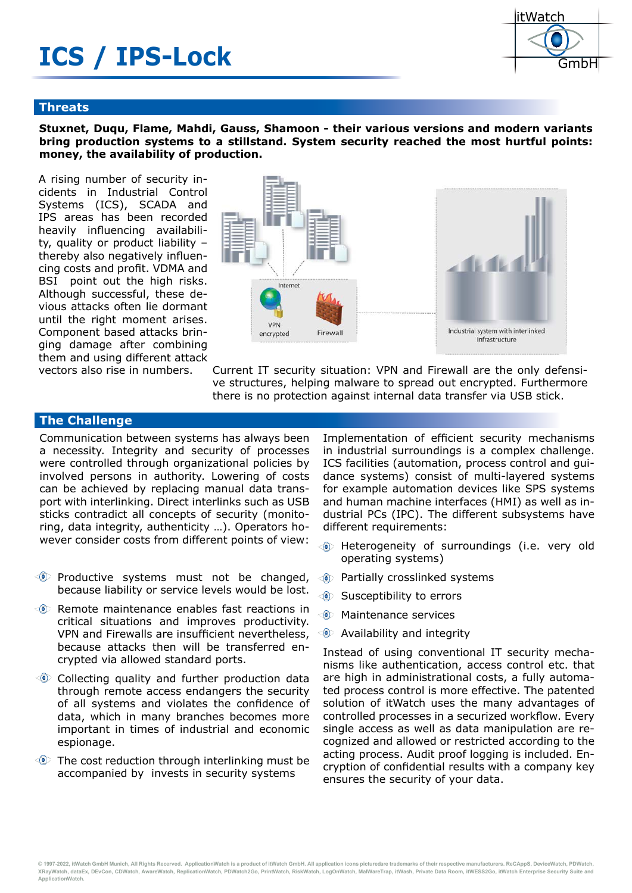# ICS / IPS-Lock

## Threats

**Stuxnet, Duqu, Flame, Mahdi, Gauss, Shamoon - their various versions and modern variants bring production systems to a stillstand. System security reached the most hurtful points: money, the availability of production.**

A rising number of security incidents in Industrial Control Systems (ICS), SCADA and IPS areas has been recorded heavily influencing availability, quality or product liability – thereby also negatively influencing costs and profit. VDMA and BSI point out the high risks. Although successful, these devious attacks often lie dormant until the right moment arises. Component based attacks bringing damage after combining them and using different attack vectors also rise in numbers.

Current IT security situation: VPN and Firewall are the only defensive structures, helping malware to spread out encrypted. Furthermore there is no protection against internal data transfer via USB stick.

## The Challenge

Communication between systems has always been a necessity. Integrity and security of processes were controlled through organizational policies by involved persons in authority. Lowering of costs can be achieved by replacing manual data transport with interlinking. Direct interlinks such as USB sticks contradict all concepts of security (monitoring, data integrity, authenticity …). Operators however consider costs from different points of view:

- Productive systems must not be changed, because liability or service levels would be lost.
- Remote maintenance enables fast reactions in critical situations and improves productivity. VPN and Firewalls are insufficient nevertheless, because attacks then will be transferred encrypted via allowed standard ports.
- Collecting quality and further production data through remote access endangers the security of all systems and violates the confidence of data, which in many branches becomes more important in times of industrial and economic espionage.
- The cost reduction through interlinking must be accompanied by invests in security systems

Implementation of efficient security mechanisms in industrial surroundings is a complex challenge. ICS facilities (automation, process control and guidance systems) consist of multi-layered systems for example automation devices like SPS systems and human machine interfaces (HMI) as well as industrial PCs (IPC). The different subsystems have different requirements:

- Heterogeneity of surroundings (i.e. very old operating systems)
- Partially crosslinked systems
- Susceptibility to errors
- Maintenance services
- Availability and integrity

Instead of using conventional IT security mechanisms like authentication, access control etc. that are high in administrational costs, a fully automated process control is more effective. The patented solution of itWatch uses the many advantages of controlled processes in a securized workflow. Every single access as well as data manipulation are recognized and allowed or restricted according to the acting process. Audit proof logging is included. Encryption of confidential results with a company key ensures the security of your data.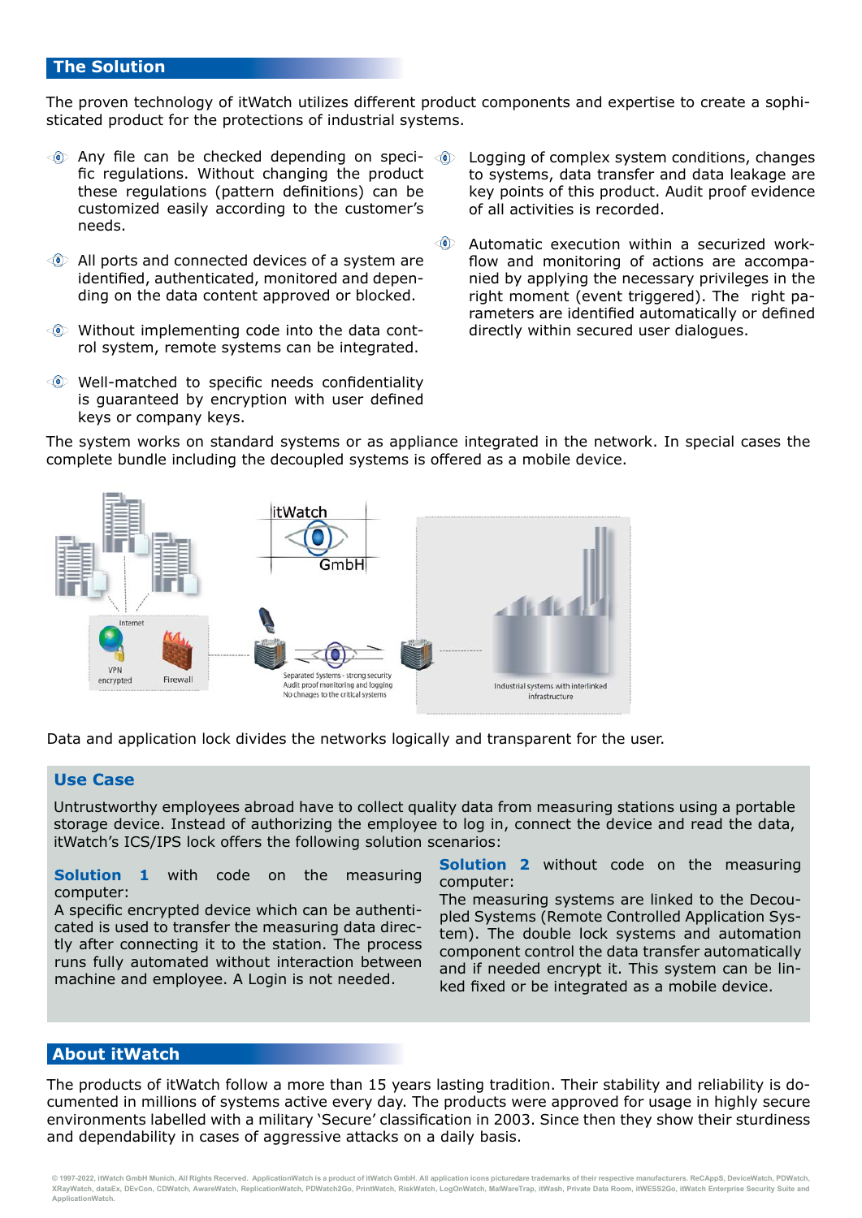## The Solution

The proven technology of itWatch utilizes different product components and expertise to create a sophisticated product for the protections of industrial systems.

- Any file can be checked depending on specific regulations. Without changing the product these regulations (pattern definitions) can be customized easily according to the customer's needs.
- All ports and connected devices of a system are identified, authenticated, monitored and depending on the data content approved or blocked.
- Without implementing code into the data control system, remote systems can be integrated.
- Well-matched to specific needs confidentiality is guaranteed by encryption with user defined keys or company keys.
- Logging of complex system conditions, changes to systems, data transfer and data leakage are key points of this product. Audit proof evidence of all activities is recorded.
- Automatic execution within a secured workflow and monitoring of actions are accompanied by applying the necessary privileges in the right moment (event triggered). The right parameters are identified automatically or defined directly within secured user dialogues.

The system works on standard systems or as appliance integrated in the network. In special cases the complete bundle including the decoupled systems is offered as a mobile device.

itWatch GmbH

Internet

VPN encrypted

Firewall

Separated Systems - strong security
Audit proof monitoring and logging
No chnages to the critical systems

Industrial systems with interlinked infrastructure

Data and application lock divides the networks logically and transparent for the user.

## Use Case

Untrustworthy employees abroad have to collect quality data from measuring stations using a portable storage device. Instead of authorizing the employee to log in, connect the device and read the data, itWatch's ICS/IPS lock offers the following solution scenarios:

**Solution 1** with code on the measuring computer:
A specific encrypted device which can be authenticated is used to transfer the measuring data directly after connecting it to the station. The process runs fully automated without interaction between machine and employee. A Login is not needed.

**Solution 2** without code on the measuring computer:
The measuring systems are linked to the Decoupled Systems (Remote Controlled Application System). The double lock systems and automation component control the data transfer automatically and if needed encrypt it. This system can be linked fixed or be integrated as a mobile device.

## About itWatch

The products of itWatch follow a more than 15 years lasting tradition. Their stability and reliability is documented in millions of systems active every day. The products were approved for usage in highly secure environments labelled with a military 'Secure' classification in 2003. Since then they show their sturdiness and dependability in cases of aggressive attacks on a daily basis.

© 1997-2022, itWatch GmbH Munich, All Rights Recerved. ApplicationWatch is a product of itWatch GmbH. All application icons picturedare trademarks of their respective manufacturers. ReCAppS, DeviceWatch, PDWatch, XRayWatch, dataEx, DEvCon, CDWatch, AwareWatch, ReplicationWatch, PDWatch2Go, PrintWatch, RiskWatch, LogOnWatch, MalWareTrap, itWash, Private Data Room, itWESS2Go, itWatch Enterprise Security Suite and ApplicationWatch.